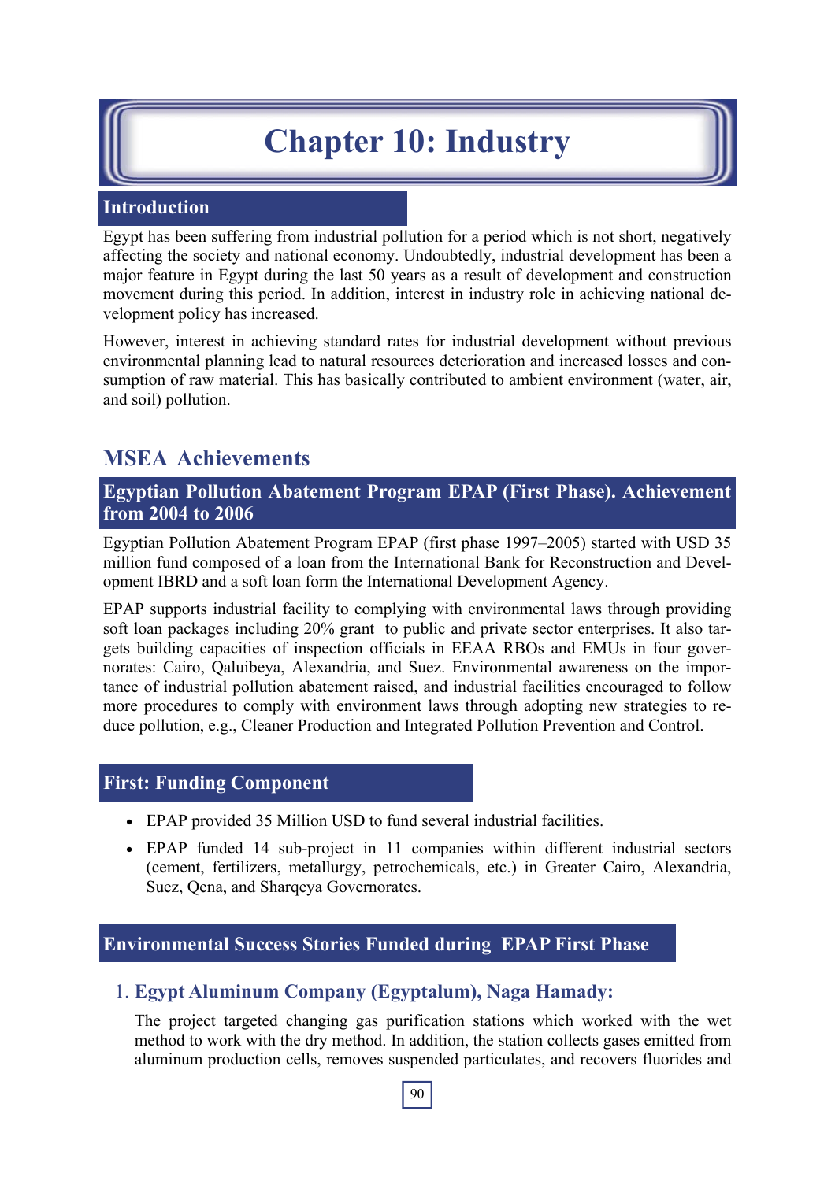# Chapter 10: Industry

## Introduction

Egypt has been suffering from industrial pollution for a period which is not short, negatively affecting the society and national economy. Undoubtedly, industrial development has been a major feature in Egypt during the last 50 years as a result of development and construction movement during this period. In addition, interest in industry role in achieving national development policy has increased.

However, interest in achieving standard rates for industrial development without previous environmental planning lead to natural resources deterioration and increased losses and consumption of raw material. This has basically contributed to ambient environment (water, air, and soil) pollution.

## MSEA Achievements

### Egyptian Pollution Abatement Program EPAP (First Phase). Achievement from 2004 to 2006

Egyptian Pollution Abatement Program EPAP (first phase 1997–2005) started with USD 35 million fund composed of a loan from the International Bank for Reconstruction and Development IBRD and a soft loan form the International Development Agency.

EPAP supports industrial facility to complying with environmental laws through providing soft loan packages including 20% grant to public and private sector enterprises. It also targets building capacities of inspection officials in EEAA RBOs and EMUs in four governorates: Cairo, Qaluibeya, Alexandria, and Suez. Environmental awareness on the importance of industrial pollution abatement raised, and industrial facilities encouraged to follow more procedures to comply with environment laws through adopting new strategies to reduce pollution, e.g., Cleaner Production and Integrated Pollution Prevention and Control.

### First: Funding Component

- EPAP provided 35 Million USD to fund several industrial facilities.
- EPAP funded 14 sub-project in 11 companies within different industrial sectors (cement, fertilizers, metallurgy, petrochemicals, etc.) in Greater Cairo, Alexandria, Suez, Qena, and Sharqeya Governorates.

### Environmental Success Stories Funded during EPAP First Phase

1. **Egypt Aluminum Company (Egyptalum), Naga Hamady:**

   The project targeted changing gas purification stations which worked with the wet method to work with the dry method. In addition, the station collects gases emitted from aluminum production cells, removes suspended particulates, and recovers fluorides and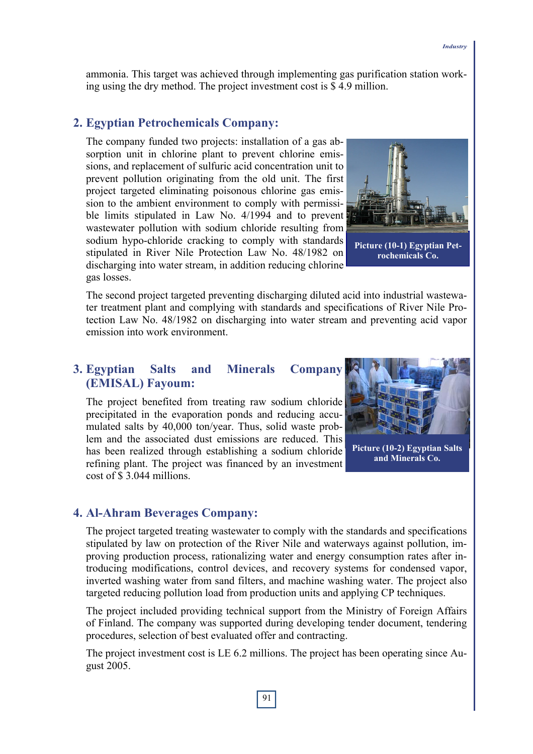ammonia. This target was achieved through implementing gas purification station working using the dry method. The project investment cost is $ 4.9 million.

## 2. Egyptian Petrochemicals Company:

The company funded two projects: installation of a gas absorption unit in chlorine plant to prevent chlorine emissions, and replacement of sulfuric acid concentration unit to prevent pollution originating from the old unit. The first project targeted eliminating poisonous chlorine gas emission to the ambient environment to comply with permissible limits stipulated in Law No. 4/1994 and to prevent wastewater pollution with sodium chloride resulting from sodium hypo-chloride cracking to comply with standards stipulated in River Nile Protection Law No. 48/1982 on discharging into water stream, in addition reducing chlorine gas losses.

**Picture (10-1) Egyptian Petrochemicals Co.**

The second project targeted preventing discharging diluted acid into industrial wastewater treatment plant and complying with standards and specifications of River Nile Protection Law No. 48/1982 on discharging into water stream and preventing acid vapor emission into work environment.

## 3. Egyptian Salts and Minerals Company (EMISAL) Fayoum:

The project benefited from treating raw sodium chloride precipitated in the evaporation ponds and reducing accumulated salts by 40,000 ton/year. Thus, solid waste problem and the associated dust emissions are reduced. This has been realized through establishing a sodium chloride refining plant. The project was financed by an investment cost of $ 3.044 millions.

**Picture (10-2) Egyptian Salts and Minerals Co.**

## 4. Al-Ahram Beverages Company:

The project targeted treating wastewater to comply with the standards and specifications stipulated by law on protection of the River Nile and waterways against pollution, improving production process, rationalizing water and energy consumption rates after introducing modifications, control devices, and recovery systems for condensed vapor, inverted washing water from sand filters, and machine washing water. The project also targeted reducing pollution load from production units and applying CP techniques.

The project included providing technical support from the Ministry of Foreign Affairs of Finland. The company was supported during developing tender document, tendering procedures, selection of best evaluated offer and contracting.

The project investment cost is LE 6.2 millions. The project has been operating since August 2005.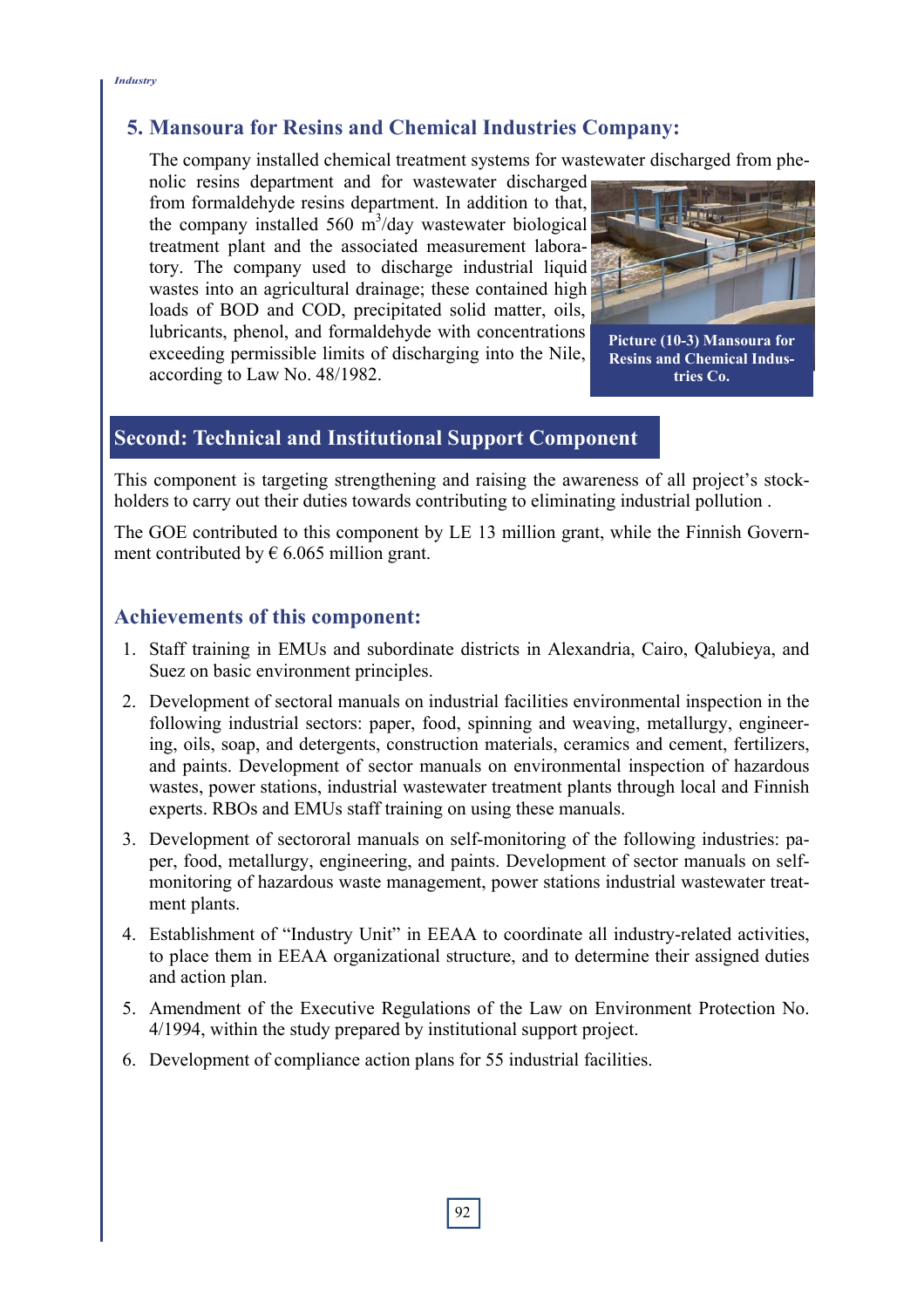## 5. Mansoura for Resins and Chemical Industries Company:

The company installed chemical treatment systems for wastewater discharged from phenolic resins department and for wastewater discharged from formaldehyde resins department. In addition to that, the company installed 560 $m^3$/day wastewater biological treatment plant and the associated measurement laboratory. The company used to discharge industrial liquid wastes into an agricultural drainage; these contained high loads of BOD and COD, precipitated solid matter, oils, lubricants, phenol, and formaldehyde with concentrations exceeding permissible limits of discharging into the Nile, according to Law No. 48/1982.

**Picture (10-3) Mansoura for Resins and Chemical Industries Co.**

## Second: Technical and Institutional Support Component

This component is targeting strengthening and raising the awareness of all project's stockholders to carry out their duties towards contributing to eliminating industrial pollution .

The GOE contributed to this component by LE 13 million grant, while the Finnish Government contributed by € 6.065 million grant.

### Achievements of this component:

1. Staff training in EMUs and subordinate districts in Alexandria, Cairo, Qalubieya, and Suez on basic environment principles.
2. Development of sectoral manuals on industrial facilities environmental inspection in the following industrial sectors: paper, food, spinning and weaving, metallurgy, engineering, oils, soap, and detergents, construction materials, ceramics and cement, fertilizers, and paints. Development of sector manuals on environmental inspection of hazardous wastes, power stations, industrial wastewater treatment plants through local and Finnish experts. RBOs and EMUs staff training on using these manuals.
3. Development of sectororal manuals on self-monitoring of the following industries: paper, food, metallurgy, engineering, and paints. Development of sector manuals on self-monitoring of hazardous waste management, power stations industrial wastewater treatment plants.
4. Establishment of "Industry Unit" in EEAA to coordinate all industry-related activities, to place them in EEAA organizational structure, and to determine their assigned duties and action plan.
5. Amendment of the Executive Regulations of the Law on Environment Protection No. 4/1994, within the study prepared by institutional support project.
6. Development of compliance action plans for 55 industrial facilities.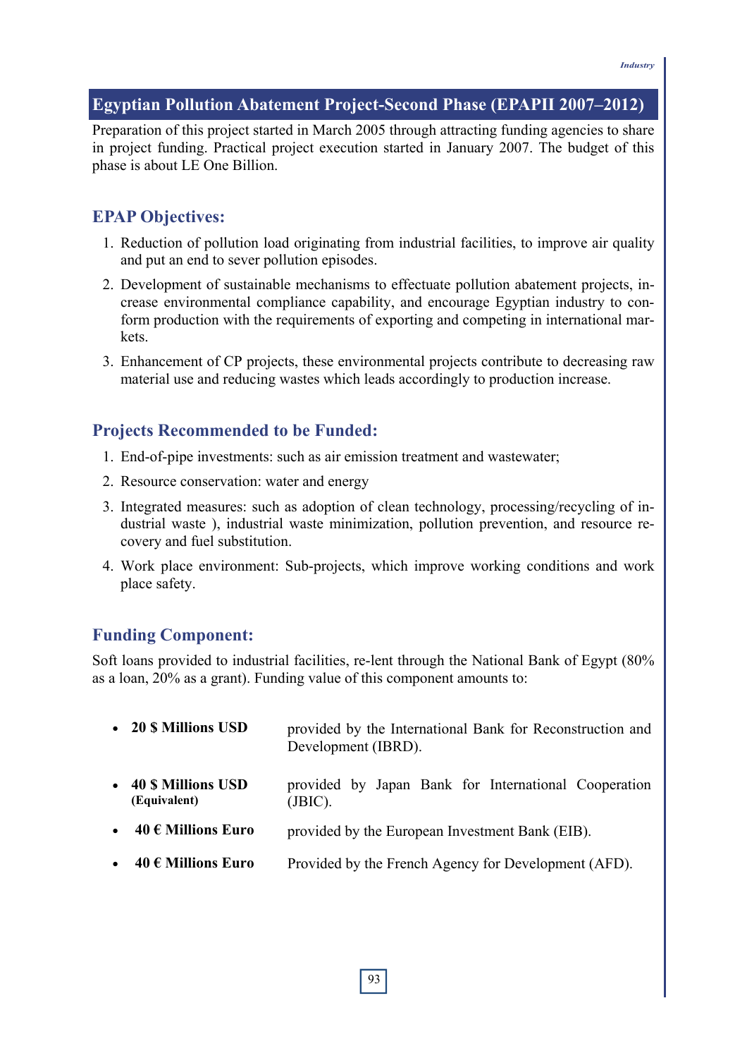## Egyptian Pollution Abatement Project-Second Phase (EPAPII 2007–2012)

Preparation of this project started in March 2005 through attracting funding agencies to share in project funding. Practical project execution started in January 2007. The budget of this phase is about LE One Billion.

### EPAP Objectives:

1. Reduction of pollution load originating from industrial facilities, to improve air quality and put an end to sever pollution episodes.
2. Development of sustainable mechanisms to effectuate pollution abatement projects, increase environmental compliance capability, and encourage Egyptian industry to conform production with the requirements of exporting and competing in international markets.
3. Enhancement of CP projects, these environmental projects contribute to decreasing raw material use and reducing wastes which leads accordingly to production increase.

### Projects Recommended to be Funded:

1. End-of-pipe investments: such as air emission treatment and wastewater;
2. Resource conservation: water and energy
3. Integrated measures: such as adoption of clean technology, processing/recycling of industrial waste ), industrial waste minimization, pollution prevention, and resource recovery and fuel substitution.
4. Work place environment: Sub-projects, which improve working conditions and work place safety.

### Funding Component:

Soft loans provided to industrial facilities, re-lent through the National Bank of Egypt (80% as a loan, 20% as a grant). Funding value of this component amounts to:

- **20 $ Millions USD** provided by the International Bank for Reconstruction and Development (IBRD).
- **40 $ Millions USD (Equivalent)** provided by Japan Bank for International Cooperation (JBIC).
- **40 € Millions Euro** provided by the European Investment Bank (EIB).
- **40 € Millions Euro** Provided by the French Agency for Development (AFD).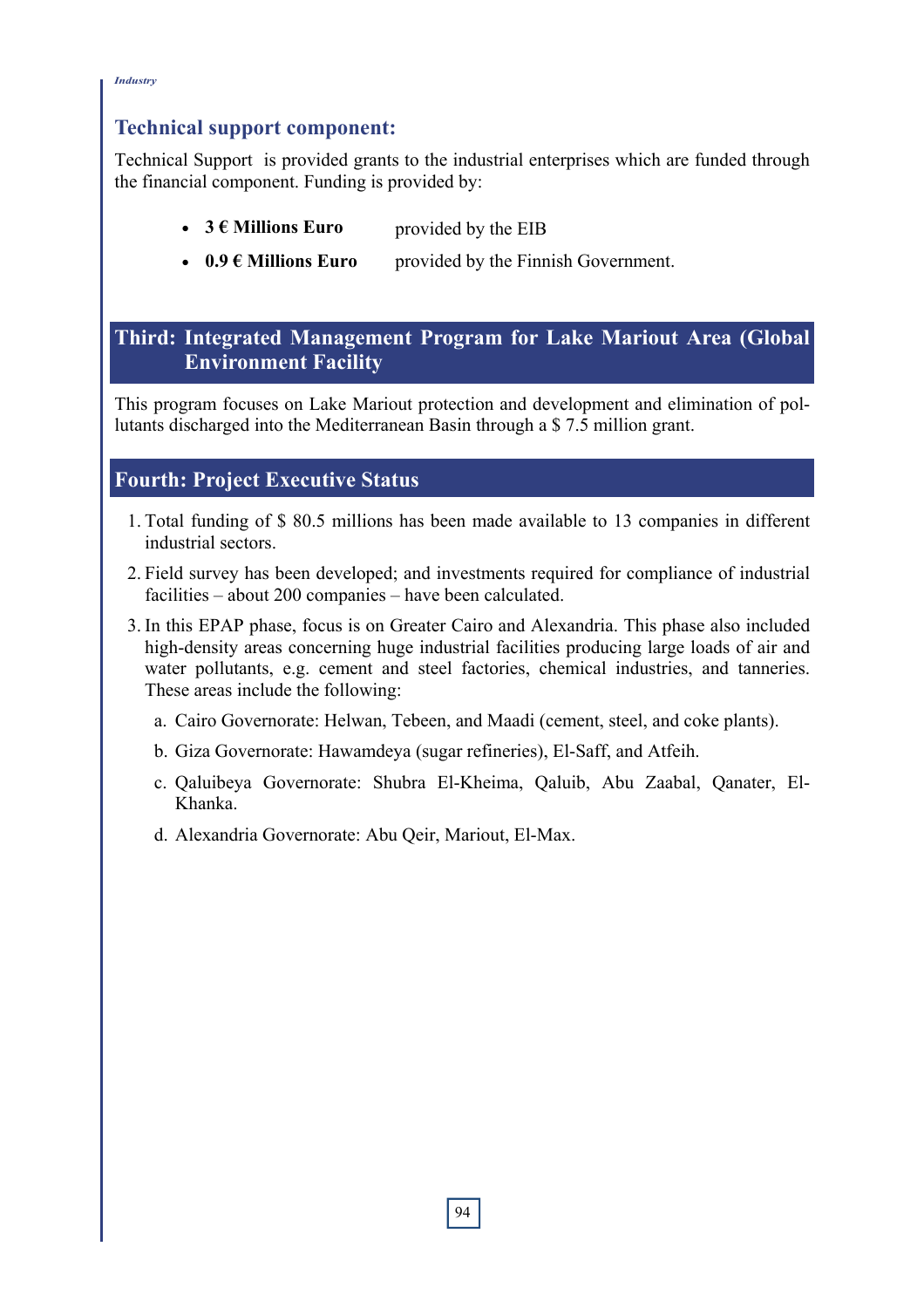## Technical support component:

Technical Support  is provided grants to the industrial enterprises which are funded through the financial component. Funding is provided by:

- **3 € Millions Euro** provided by the EIB
- **0.9 € Millions Euro** provided by the Finnish Government.

## Third: Integrated Management Program for Lake Mariout Area (Global Environment Facility

This program focuses on Lake Mariout protection and development and elimination of pollutants discharged into the Mediterranean Basin through a $ 7.5 million grant.

## Fourth: Project Executive Status

1. Total funding of $ 80.5 millions has been made available to 13 companies in different industrial sectors.
2. Field survey has been developed; and investments required for compliance of industrial facilities – about 200 companies – have been calculated.
3. In this EPAP phase, focus is on Greater Cairo and Alexandria. This phase also included high-density areas concerning huge industrial facilities producing large loads of air and water pollutants, e.g. cement and steel factories, chemical industries, and tanneries. These areas include the following:
   a. Cairo Governorate: Helwan, Tebeen, and Maadi (cement, steel, and coke plants).
   b. Giza Governorate: Hawamdeya (sugar refineries), El-Saff, and Atfeih.
   c. Qaluibeya Governorate: Shubra El-Kheima, Qaluib, Abu Zaabal, Qanater, El-Khanka.
   d. Alexandria Governorate: Abu Qeir, Mariout, El-Max.